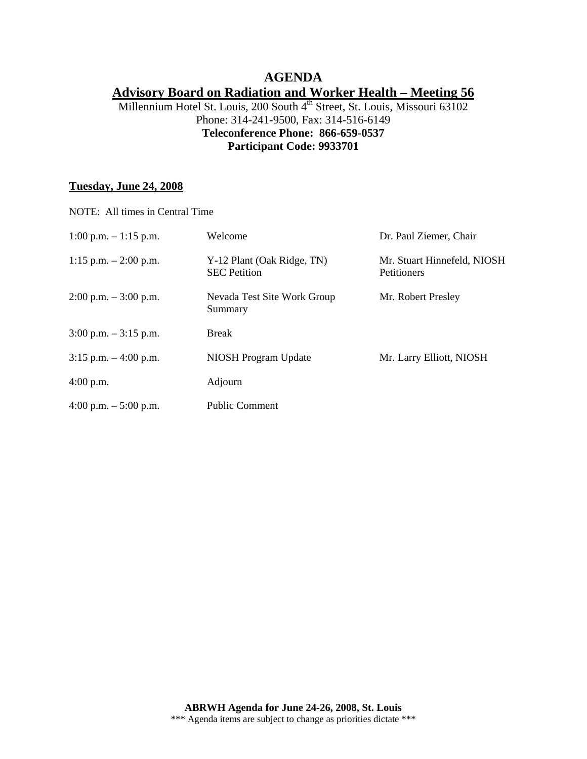# AGENDA

## Advisory Board on Radiation and Worker Health – Meeting 56

Millennium Hotel St. Louis, 200 South 4th Street, St. Louis, Missouri 63102
Phone: 314-241-9500, Fax: 314-516-6149
**Teleconference Phone: 866-659-0537**
**Participant Code: 9933701**

### Tuesday, June 24, 2008

NOTE: All times in Central Time

| Time | Item | Presenter |
| --- | --- | --- |
| 1:00 p.m. – 1:15 p.m. | Welcome | Dr. Paul Ziemer, Chair |
| 1:15 p.m. – 2:00 p.m. | Y-12 Plant (Oak Ridge, TN) SEC Petition | Mr. Stuart Hinnefeld, NIOSH Petitioners |
| 2:00 p.m. – 3:00 p.m. | Nevada Test Site Work Group Summary | Mr. Robert Presley |
| 3:00 p.m. – 3:15 p.m. | Break | |
| 3:15 p.m. – 4:00 p.m. | NIOSH Program Update | Mr. Larry Elliott, NIOSH |
| 4:00 p.m. | Adjourn | |
| 4:00 p.m. – 5:00 p.m. | Public Comment | |

**ABRWH Agenda for June 24-26, 2008, St. Louis**
\*\*\* Agenda items are subject to change as priorities dictate \*\*\*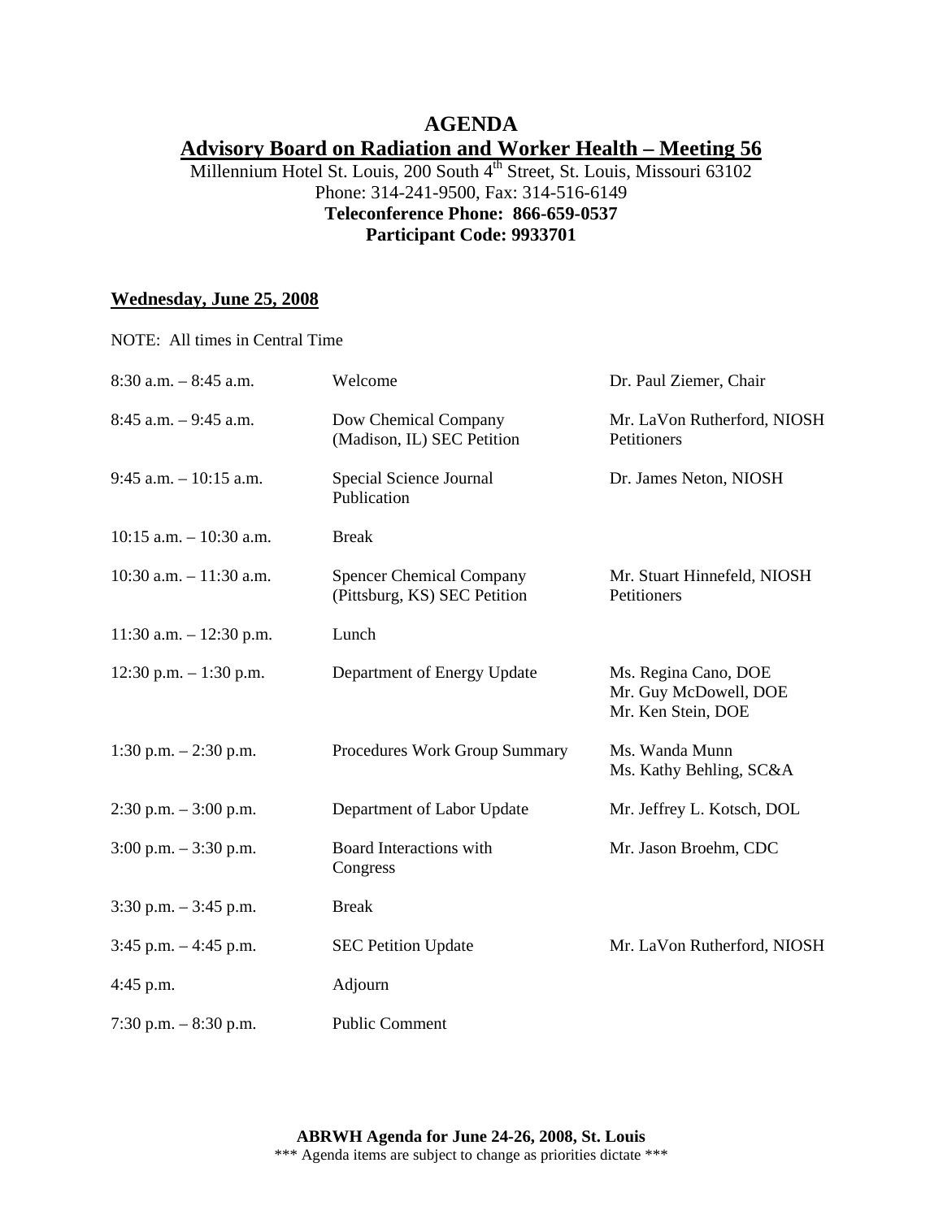# AGENDA

## Advisory Board on Radiation and Worker Health – Meeting 56

Millennium Hotel St. Louis, 200 South 4th Street, St. Louis, Missouri 63102
Phone: 314-241-9500, Fax: 314-516-6149
**Teleconference Phone: 866-659-0537**
**Participant Code: 9933701**

### Wednesday, June 25, 2008

NOTE: All times in Central Time

| | | |
|---|---|---|
| 8:30 a.m. – 8:45 a.m. | Welcome | Dr. Paul Ziemer, Chair |
| 8:45 a.m. – 9:45 a.m. | Dow Chemical Company (Madison, IL) SEC Petition | Mr. LaVon Rutherford, NIOSH Petitioners |
| 9:45 a.m. – 10:15 a.m. | Special Science Journal Publication | Dr. James Neton, NIOSH |
| 10:15 a.m. – 10:30 a.m. | Break | |
| 10:30 a.m. – 11:30 a.m. | Spencer Chemical Company (Pittsburg, KS) SEC Petition | Mr. Stuart Hinnefeld, NIOSH Petitioners |
| 11:30 a.m. – 12:30 p.m. | Lunch | |
| 12:30 p.m. – 1:30 p.m. | Department of Energy Update | Ms. Regina Cano, DOE Mr. Guy McDowell, DOE Mr. Ken Stein, DOE |
| 1:30 p.m. – 2:30 p.m. | Procedures Work Group Summary | Ms. Wanda Munn Ms. Kathy Behling, SC&A |
| 2:30 p.m. – 3:00 p.m. | Department of Labor Update | Mr. Jeffrey L. Kotsch, DOL |
| 3:00 p.m. – 3:30 p.m. | Board Interactions with Congress | Mr. Jason Broehm, CDC |
| 3:30 p.m. – 3:45 p.m. | Break | |
| 3:45 p.m. – 4:45 p.m. | SEC Petition Update | Mr. LaVon Rutherford, NIOSH |
| 4:45 p.m. | Adjourn | |
| 7:30 p.m. – 8:30 p.m. | Public Comment | |

**ABRWH Agenda for June 24-26, 2008, St. Louis**
*** Agenda items are subject to change as priorities dictate ***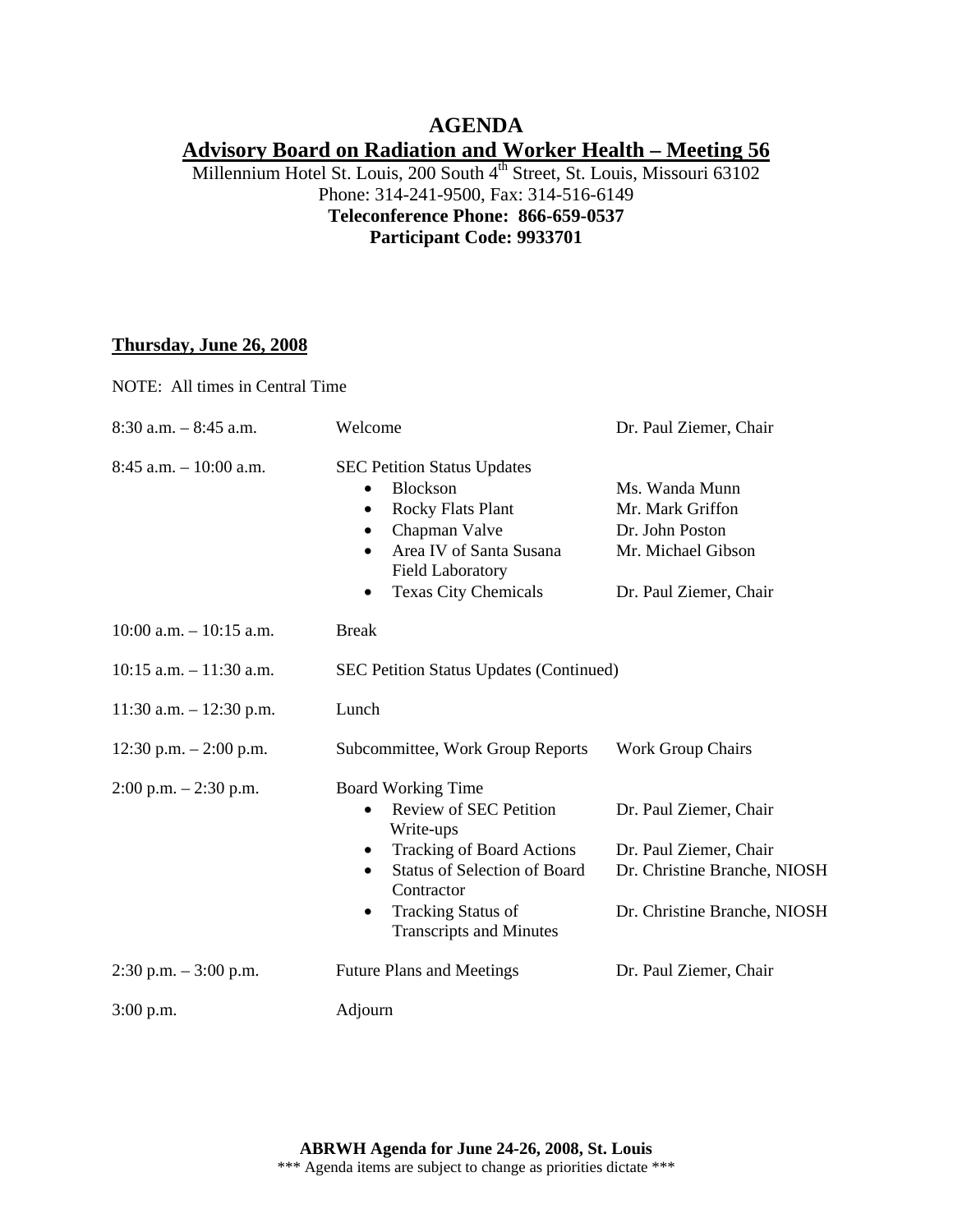# AGENDA

## Advisory Board on Radiation and Worker Health – Meeting 56

Millennium Hotel St. Louis, 200 South 4th Street, St. Louis, Missouri 63102
Phone: 314-241-9500, Fax: 314-516-6149
**Teleconference Phone: 866-659-0537**
**Participant Code: 9933701**

### Thursday, June 26, 2008

NOTE: All times in Central Time

| | | |
|---|---|---|
| 8:30 a.m. – 8:45 a.m. | Welcome | Dr. Paul Ziemer, Chair |
| 8:45 a.m. – 10:00 a.m. | SEC Petition Status Updates | |
| | • Blockson | Ms. Wanda Munn |
| | • Rocky Flats Plant | Mr. Mark Griffon |
| | • Chapman Valve | Dr. John Poston |
| | • Area IV of Santa Susana Field Laboratory | Mr. Michael Gibson |
| | • Texas City Chemicals | Dr. Paul Ziemer, Chair |
| 10:00 a.m. – 10:15 a.m. | Break | |
| 10:15 a.m. – 11:30 a.m. | SEC Petition Status Updates (Continued) | |
| 11:30 a.m. – 12:30 p.m. | Lunch | |
| 12:30 p.m. – 2:00 p.m. | Subcommittee, Work Group Reports | Work Group Chairs |
| 2:00 p.m. – 2:30 p.m. | Board Working Time | |
| | • Review of SEC Petition Write-ups | Dr. Paul Ziemer, Chair |
| | • Tracking of Board Actions | Dr. Paul Ziemer, Chair |
| | • Status of Selection of Board Contractor | Dr. Christine Branche, NIOSH |
| | • Tracking Status of Transcripts and Minutes | Dr. Christine Branche, NIOSH |
| 2:30 p.m. – 3:00 p.m. | Future Plans and Meetings | Dr. Paul Ziemer, Chair |
| 3:00 p.m. | Adjourn | |

**ABRWH Agenda for June 24-26, 2008, St. Louis**
*** Agenda items are subject to change as priorities dictate ***